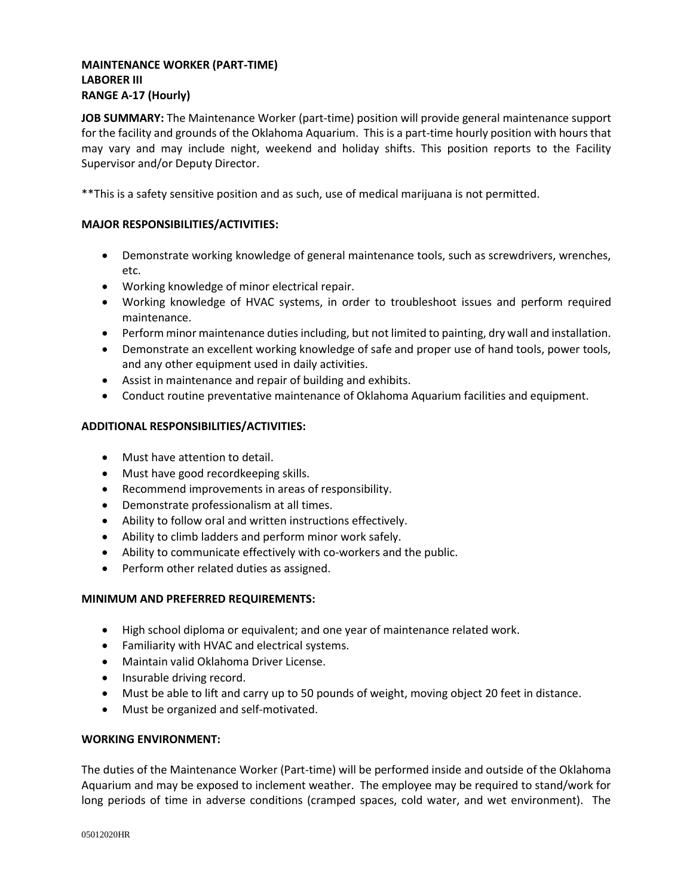**MAINTENANCE WORKER (PART-TIME)**
**LABORER III**
**RANGE A-17 (Hourly)**

**JOB SUMMARY:** The Maintenance Worker (part-time) position will provide general maintenance support for the facility and grounds of the Oklahoma Aquarium. This is a part-time hourly position with hours that may vary and may include night, weekend and holiday shifts. This position reports to the Facility Supervisor and/or Deputy Director.

**This is a safety sensitive position and as such, use of medical marijuana is not permitted.

**MAJOR RESPONSIBILITIES/ACTIVITIES:**

- Demonstrate working knowledge of general maintenance tools, such as screwdrivers, wrenches, etc.
- Working knowledge of minor electrical repair.
- Working knowledge of HVAC systems, in order to troubleshoot issues and perform required maintenance.
- Perform minor maintenance duties including, but not limited to painting, dry wall and installation.
- Demonstrate an excellent working knowledge of safe and proper use of hand tools, power tools, and any other equipment used in daily activities.
- Assist in maintenance and repair of building and exhibits.
- Conduct routine preventative maintenance of Oklahoma Aquarium facilities and equipment.

**ADDITIONAL RESPONSIBILITIES/ACTIVITIES:**

- Must have attention to detail.
- Must have good recordkeeping skills.
- Recommend improvements in areas of responsibility.
- Demonstrate professionalism at all times.
- Ability to follow oral and written instructions effectively.
- Ability to climb ladders and perform minor work safely.
- Ability to communicate effectively with co-workers and the public.
- Perform other related duties as assigned.

**MINIMUM AND PREFERRED REQUIREMENTS:**

- High school diploma or equivalent; and one year of maintenance related work.
- Familiarity with HVAC and electrical systems.
- Maintain valid Oklahoma Driver License.
- Insurable driving record.
- Must be able to lift and carry up to 50 pounds of weight, moving object 20 feet in distance.
- Must be organized and self-motivated.

**WORKING ENVIRONMENT:**

The duties of the Maintenance Worker (Part-time) will be performed inside and outside of the Oklahoma Aquarium and may be exposed to inclement weather. The employee may be required to stand/work for long periods of time in adverse conditions (cramped spaces, cold water, and wet environment). The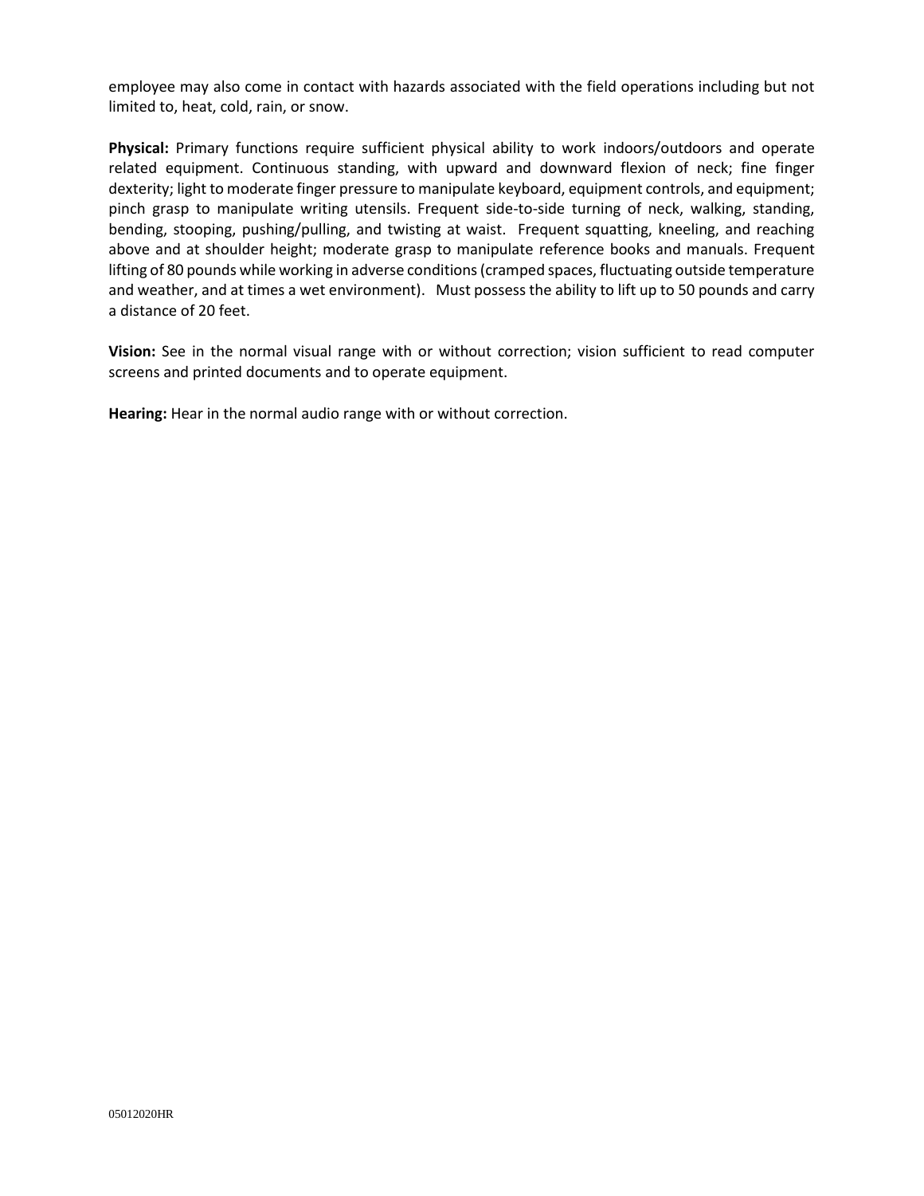employee may also come in contact with hazards associated with the field operations including but not limited to, heat, cold, rain, or snow.

**Physical:** Primary functions require sufficient physical ability to work indoors/outdoors and operate related equipment. Continuous standing, with upward and downward flexion of neck; fine finger dexterity; light to moderate finger pressure to manipulate keyboard, equipment controls, and equipment; pinch grasp to manipulate writing utensils. Frequent side-to-side turning of neck, walking, standing, bending, stooping, pushing/pulling, and twisting at waist. Frequent squatting, kneeling, and reaching above and at shoulder height; moderate grasp to manipulate reference books and manuals. Frequent lifting of 80 pounds while working in adverse conditions (cramped spaces, fluctuating outside temperature and weather, and at times a wet environment). Must possess the ability to lift up to 50 pounds and carry a distance of 20 feet.

**Vision:** See in the normal visual range with or without correction; vision sufficient to read computer screens and printed documents and to operate equipment.

**Hearing:** Hear in the normal audio range with or without correction.

05012020HR